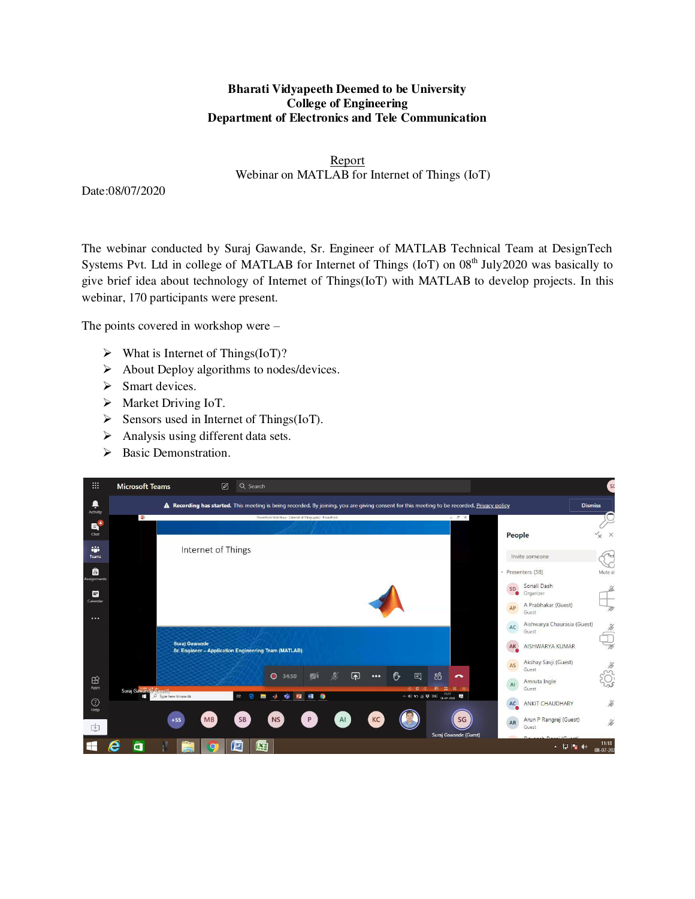**Bharati Vidyapeeth Deemed to be University**
**College of Engineering**
**Department of Electronics and Tele Communication**

<u>Report</u>

Webinar on MATLAB for Internet of Things (IoT)

Date:08/07/2020

The webinar conducted by Suraj Gawande, Sr. Engineer of MATLAB Technical Team at DesignTech Systems Pvt. Ltd in college of MATLAB for Internet of Things (IoT) on 08th July2020 was basically to give brief idea about technology of Internet of Things(IoT) with MATLAB to develop projects. In this webinar, 170 participants were present.

The points covered in workshop were –

- What is Internet of Things(IoT)?
- About Deploy algorithms to nodes/devices.
- Smart devices.
- Market Driving IoT.
- Sensors used in Internet of Things(IoT).
- Analysis using different data sets.
- Basic Demonstration.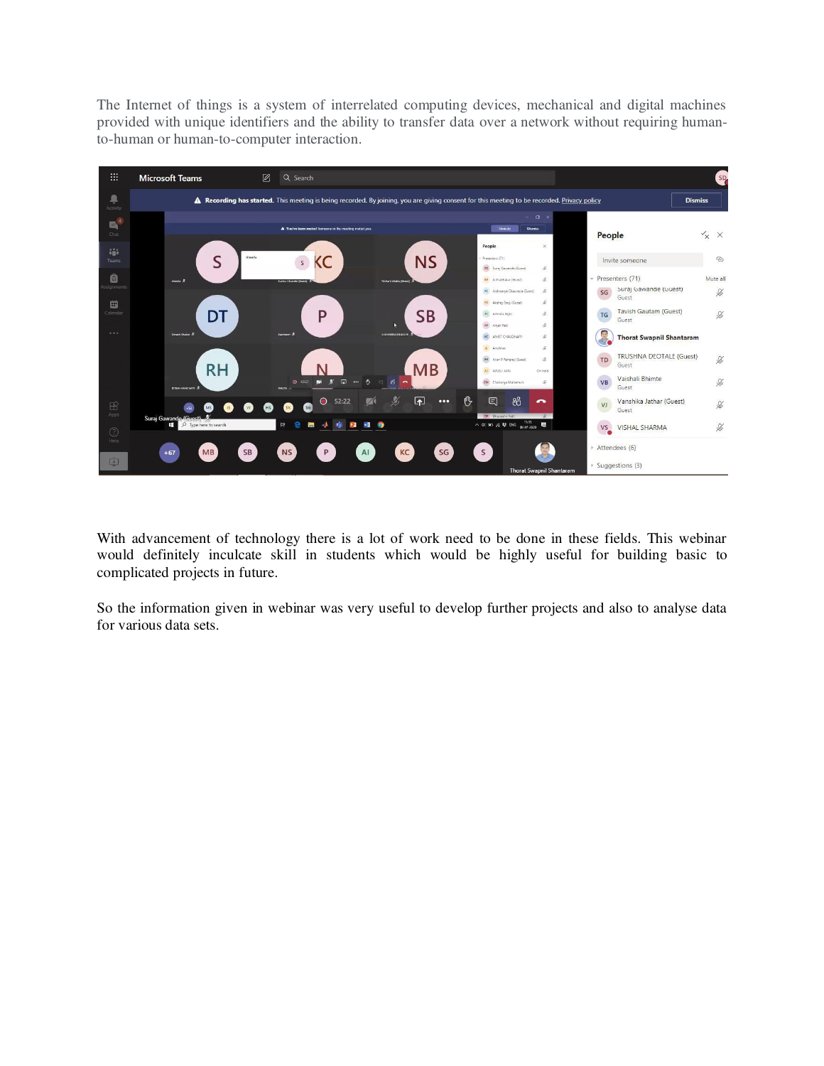The Internet of things is a system of interrelated computing devices, mechanical and digital machines provided with unique identifiers and the ability to transfer data over a network without requiring human-to-human or human-to-computer interaction.

With advancement of technology there is a lot of work need to be done in these fields. This webinar would definitely inculcate skill in students which would be highly useful for building basic to complicated projects in future.

So the information given in webinar was very useful to develop further projects and also to analyse data for various data sets.